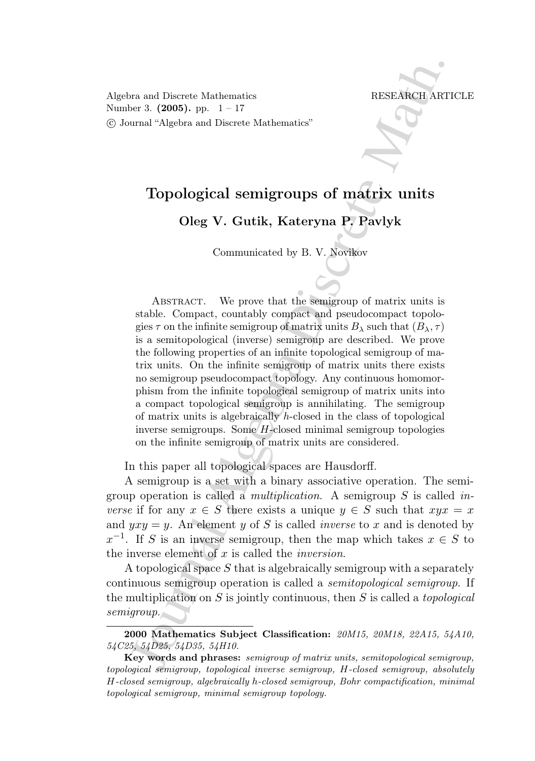# Topological semigroups of matrix units

**Oleg V. Gutik, Kateryna P. Pavlyk**

Communicated by B. V. Novikov

Abstract. We prove that the semigroup of matrix units is stable. Compact, countably compact and pseudocompact topologies $\tau$ on the infinite semigroup of matrix units $B_\lambda$ such that $(B_\lambda, \tau)$ is a semitopological (inverse) semigroup are described. We prove the following properties of an infinite topological semigroup of matrix units. On the infinite semigroup of matrix units there exists no semigroup pseudocompact topology. Any continuous homomorphism from the infinite topological semigroup of matrix units into a compact topological semigroup is annihilating. The semigroup of matrix units is algebraically $h$-closed in the class of topological inverse semigroups. Some $H$-closed minimal semigroup topologies on the infinite semigroup of matrix units are considered.

In this paper all topological spaces are Hausdorff.

A semigroup is a set with a binary associative operation. The semigroup operation is called a *multiplication*. A semigroup $S$ is called *inverse* if for any $x \in S$ there exists a unique $y \in S$ such that $xyx = x$ and $yxy = y$. An element $y$ of $S$ is called *inverse* to $x$ and is denoted by $x^{-1}$. If $S$ is an inverse semigroup, then the map which takes $x \in S$ to the inverse element of $x$ is called the *inversion*.

A topological space $S$ that is algebraically semigroup with a separately continuous semigroup operation is called a *semitopological semigroup*. If the multiplication on $S$ is jointly continuous, then $S$ is called a *topological semigroup*.

---

**2000 Mathematics Subject Classification:** *20M15, 20M18, 22A15, 54A10, 54C25, 54D25, 54D35, 54H10.*

**Key words and phrases:** *semigroup of matrix units, semitopological semigroup, topological semigroup, topological inverse semigroup, H-closed semigroup, absolutely H-closed semigroup, algebraically h-closed semigroup, Bohr compactification, minimal topological semigroup, minimal semigroup topology.*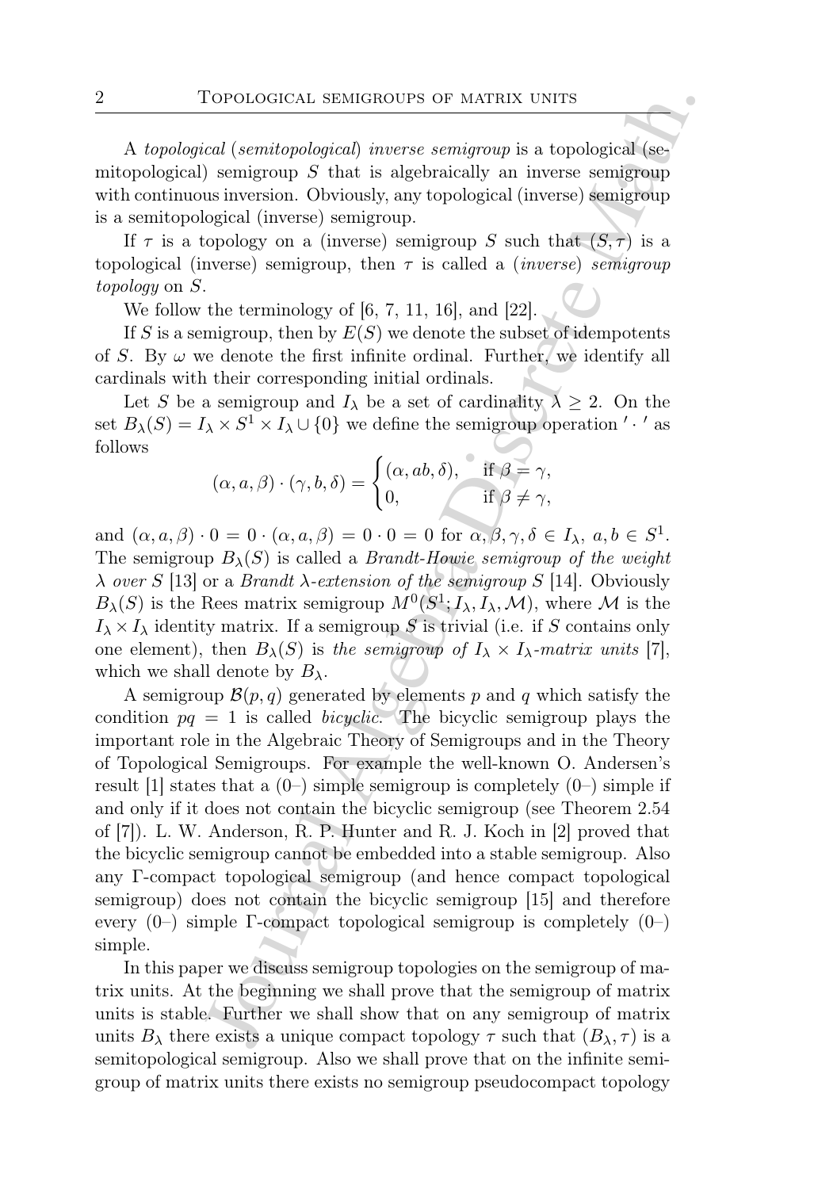A *topological* (*semitopological*) *inverse semigroup* is a topological (semitopological) semigroup $S$ that is algebraically an inverse semigroup with continuous inversion. Obviously, any topological (inverse) semigroup is a semitopological (inverse) semigroup.

If $\tau$ is a topology on a (inverse) semigroup $S$ such that $(S,\tau)$ is a topological (inverse) semigroup, then $\tau$ is called a (*inverse*) *semigroup topology* on $S$.

We follow the terminology of [6, 7, 11, 16], and [22].

If $S$ is a semigroup, then by $E(S)$ we denote the subset of idempotents of $S$. By $\omega$ we denote the first infinite ordinal. Further, we identify all cardinals with their corresponding initial ordinals.

Let $S$ be a semigroup and $I_\lambda$ be a set of cardinality $\lambda \geq 2$. On the set $B_\lambda(S) = I_\lambda \times S^1 \times I_\lambda \cup \{0\}$ we define the semigroup operation $' \cdot '$ as follows

$$(\alpha, a, \beta) \cdot (\gamma, b, \delta) = \begin{cases} (\alpha, ab, \delta), & \text{if } \beta = \gamma, \\ 0, & \text{if } \beta \neq \gamma, \end{cases}$$

and $(\alpha, a, \beta) \cdot 0 = 0 \cdot (\alpha, a, \beta) = 0 \cdot 0 = 0$ for $\alpha, \beta, \gamma, \delta \in I_\lambda$, $a, b \in S^1$. The semigroup $B_\lambda(S)$ is called a *Brandt-Howie semigroup of the weight $\lambda$ over $S$* [13] or a *Brandt $\lambda$-extension of the semigroup $S$* [14]. Obviously $B_\lambda(S)$ is the Rees matrix semigroup $M^0(S^1; I_\lambda, I_\lambda, \mathcal{M})$, where $\mathcal{M}$ is the $I_\lambda \times I_\lambda$ identity matrix. If a semigroup $S$ is trivial (i.e. if $S$ contains only one element), then $B_\lambda(S)$ is *the semigroup of $I_\lambda \times I_\lambda$-matrix units* [7], which we shall denote by $B_\lambda$.

A semigroup $\mathcal{B}(p, q)$ generated by elements $p$ and $q$ which satisfy the condition $pq = 1$ is called *bicyclic*. The bicyclic semigroup plays the important role in the Algebraic Theory of Semigroups and in the Theory of Topological Semigroups. For example the well-known O. Andersen's result [1] states that a (0–) simple semigroup is completely (0–) simple if and only if it does not contain the bicyclic semigroup (see Theorem 2.54 of [7]). L. W. Anderson, R. P. Hunter and R. J. Koch in [2] proved that the bicyclic semigroup cannot be embedded into a stable semigroup. Also any $\Gamma$-compact topological semigroup (and hence compact topological semigroup) does not contain the bicyclic semigroup [15] and therefore every (0–) simple $\Gamma$-compact topological semigroup is completely (0–) simple.

In this paper we discuss semigroup topologies on the semigroup of matrix units. At the beginning we shall prove that the semigroup of matrix units is stable. Further we shall show that on any semigroup of matrix units $B_\lambda$ there exists a unique compact topology $\tau$ such that $(B_\lambda, \tau)$ is a semitopological semigroup. Also we shall prove that on the infinite semigroup of matrix units there exists no semigroup pseudocompact topology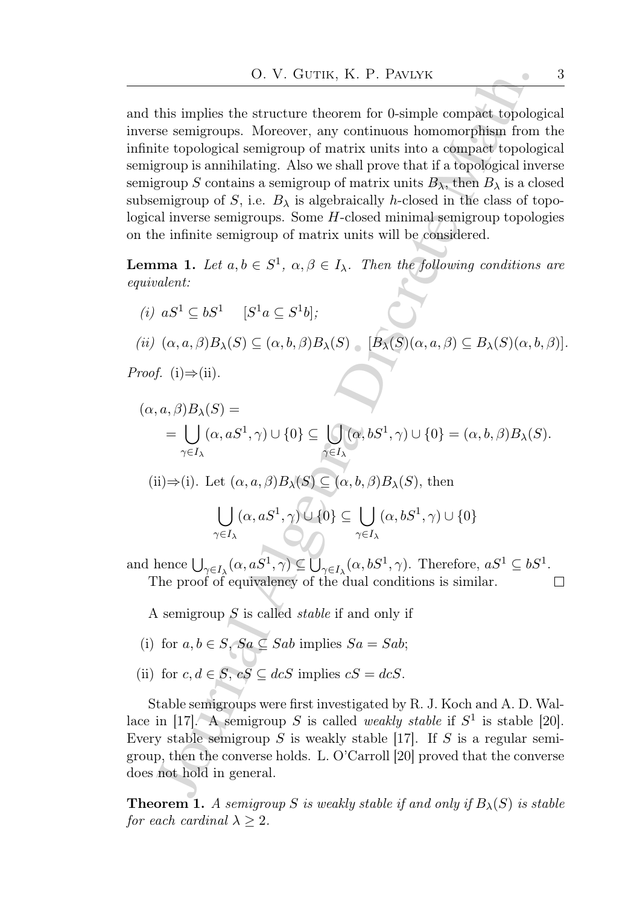and this implies the structure theorem for 0-simple compact topological inverse semigroups. Moreover, any continuous homomorphism from the infinite topological semigroup of matrix units into a compact topological semigroup is annihilating. Also we shall prove that if a topological inverse semigroup $S$ contains a semigroup of matrix units $B_\lambda$, then $B_\lambda$ is a closed subsemigroup of $S$, i.e. $B_\lambda$ is algebraically $h$-closed in the class of topological inverse semigroups. Some $H$-closed minimal semigroup topologies on the infinite semigroup of matrix units will be considered.

**Lemma 1.** *Let $a, b \in S^1$, $\alpha, \beta \in I_\lambda$. Then the following conditions are equivalent:*

*(i)* $aS^1 \subseteq bS^1 \quad [S^1a \subseteq S^1b]$;

*(ii)* $(\alpha, a, \beta)B_\lambda(S) \subseteq (\alpha, b, \beta)B_\lambda(S) \quad [B_\lambda(S)(\alpha, a, \beta) \subseteq B_\lambda(S)(\alpha, b, \beta)]$.

*Proof.* (i)$\Rightarrow$(ii).

$$(\alpha, a, \beta)B_\lambda(S) = \\ = \bigcup_{\gamma \in I_\lambda} (\alpha, aS^1, \gamma) \cup \{0\} \subseteq \bigcup_{\gamma \in I_\lambda} (\alpha, bS^1, \gamma) \cup \{0\} = (\alpha, b, \beta)B_\lambda(S).$$

(ii)$\Rightarrow$(i). Let $(\alpha, a, \beta)B_\lambda(S) \subseteq (\alpha, b, \beta)B_\lambda(S)$, then

$$\bigcup_{\gamma \in I_\lambda} (\alpha, aS^1, \gamma) \cup \{0\} \subseteq \bigcup_{\gamma \in I_\lambda} (\alpha, bS^1, \gamma) \cup \{0\}$$

and hence $\bigcup_{\gamma \in I_\lambda} (\alpha, aS^1, \gamma) \subseteq \bigcup_{\gamma \in I_\lambda} (\alpha, bS^1, \gamma)$. Therefore, $aS^1 \subseteq bS^1$.

The proof of equivalency of the dual conditions is similar. $\square$

A semigroup $S$ is called *stable* if and only if

(i) for $a, b \in S$, $Sa \subseteq Sab$ implies $Sa = Sab$;

(ii) for $c, d \in S$, $cS \subseteq dcS$ implies $cS = dcS$.

Stable semigroups were first investigated by R. J. Koch and A. D. Wallace in [17]. A semigroup $S$ is called *weakly stable* if $S^1$ is stable [20]. Every stable semigroup $S$ is weakly stable [17]. If $S$ is a regular semigroup, then the converse holds. L. O'Carroll [20] proved that the converse does not hold in general.

**Theorem 1.** *A semigroup $S$ is weakly stable if and only if $B_\lambda(S)$ is stable for each cardinal $\lambda \geq 2$.*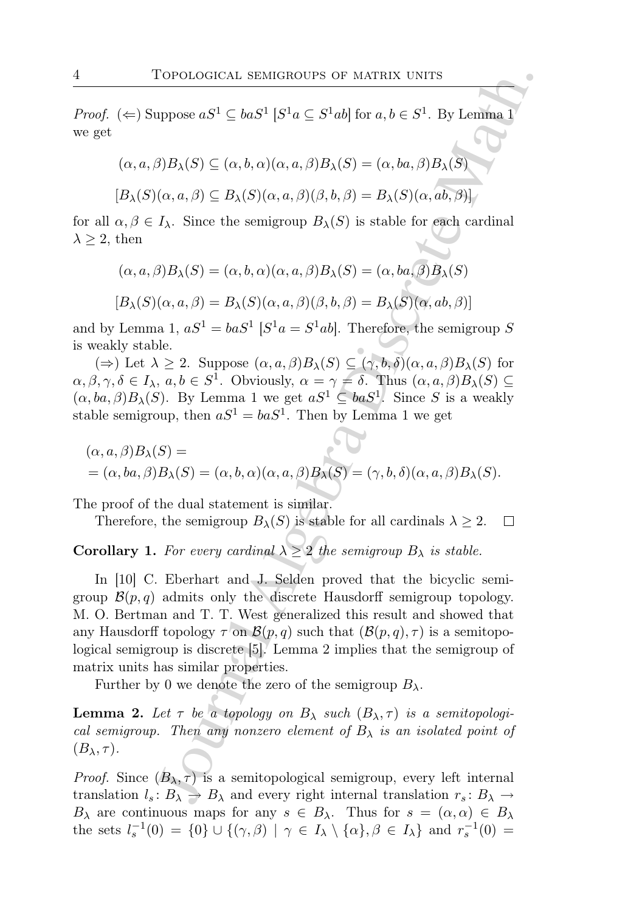*Proof.* (⇐) Suppose $aS^1 \subseteq baS^1$ $[S^1a \subseteq S^1ab]$ for $a, b \in S^1$. By Lemma 1 we get

$$(\alpha, a, \beta)B_\lambda(S) \subseteq (\alpha, b, \alpha)(\alpha, a, \beta)B_\lambda(S) = (\alpha, ba, \beta)B_\lambda(S)$$

$$[B_\lambda(S)(\alpha, a, \beta) \subseteq B_\lambda(S)(\alpha, a, \beta)(\beta, b, \beta) = B_\lambda(S)(\alpha, ab, \beta)]$$

for all $\alpha, \beta \in I_\lambda$. Since the semigroup $B_\lambda(S)$ is stable for each cardinal $\lambda \geq 2$, then

$$(\alpha, a, \beta)B_\lambda(S) = (\alpha, b, \alpha)(\alpha, a, \beta)B_\lambda(S) = (\alpha, ba, \beta)B_\lambda(S)$$

$$[B_\lambda(S)(\alpha, a, \beta) = B_\lambda(S)(\alpha, a, \beta)(\beta, b, \beta) = B_\lambda(S)(\alpha, ab, \beta)]$$

and by Lemma 1, $aS^1 = baS^1$ $[S^1a = S^1ab]$. Therefore, the semigroup $S$ is weakly stable.

(⇒) Let $\lambda \geq 2$. Suppose $(\alpha, a, \beta)B_\lambda(S) \subseteq (\gamma, b, \delta)(\alpha, a, \beta)B_\lambda(S)$ for $\alpha, \beta, \gamma, \delta \in I_\lambda$, $a, b \in S^1$. Obviously, $\alpha = \gamma = \delta$. Thus $(\alpha, a, \beta)B_\lambda(S) \subseteq (\alpha, ba, \beta)B_\lambda(S)$. By Lemma 1 we get $aS^1 \subseteq baS^1$. Since $S$ is a weakly stable semigroup, then $aS^1 = baS^1$. Then by Lemma 1 we get

$$\begin{aligned}
&(\alpha, a, \beta)B_\lambda(S) = \\
&= (\alpha, ba, \beta)B_\lambda(S) = (\alpha, b, \alpha)(\alpha, a, \beta)B_\lambda(S) = (\gamma, b, \delta)(\alpha, a, \beta)B_\lambda(S).
\end{aligned}$$

The proof of the dual statement is similar.

Therefore, the semigroup $B_\lambda(S)$ is stable for all cardinals $\lambda \geq 2$. □

**Corollary 1.** *For every cardinal $\lambda \geq 2$ the semigroup $B_\lambda$ is stable.*

In [10] C. Eberhart and J. Selden proved that the bicyclic semigroup $\mathcal{B}(p, q)$ admits only the discrete Hausdorff semigroup topology. M. O. Bertman and T. T. West generalized this result and showed that any Hausdorff topology $\tau$ on $\mathcal{B}(p, q)$ such that $(\mathcal{B}(p, q), \tau)$ is a semitopological semigroup is discrete [5]. Lemma 2 implies that the semigroup of matrix units has similar properties.

Further by 0 we denote the zero of the semigroup $B_\lambda$.

**Lemma 2.** *Let $\tau$ be a topology on $B_\lambda$ such $(B_\lambda, \tau)$ is a semitopological semigroup. Then any nonzero element of $B_\lambda$ is an isolated point of $(B_\lambda, \tau)$.*

*Proof.* Since $(B_\lambda, \tau)$ is a semitopological semigroup, every left internal translation $l_s \colon B_\lambda \to B_\lambda$ and every right internal translation $r_s \colon B_\lambda \to B_\lambda$ are continuous maps for any $s \in B_\lambda$. Thus for $s = (\alpha, \alpha) \in B_\lambda$ the sets $l_s^{-1}(0) = \{0\} \cup \{(\gamma, \beta) \mid \gamma \in I_\lambda \setminus \{\alpha\}, \beta \in I_\lambda\}$ and $r_s^{-1}(0) =$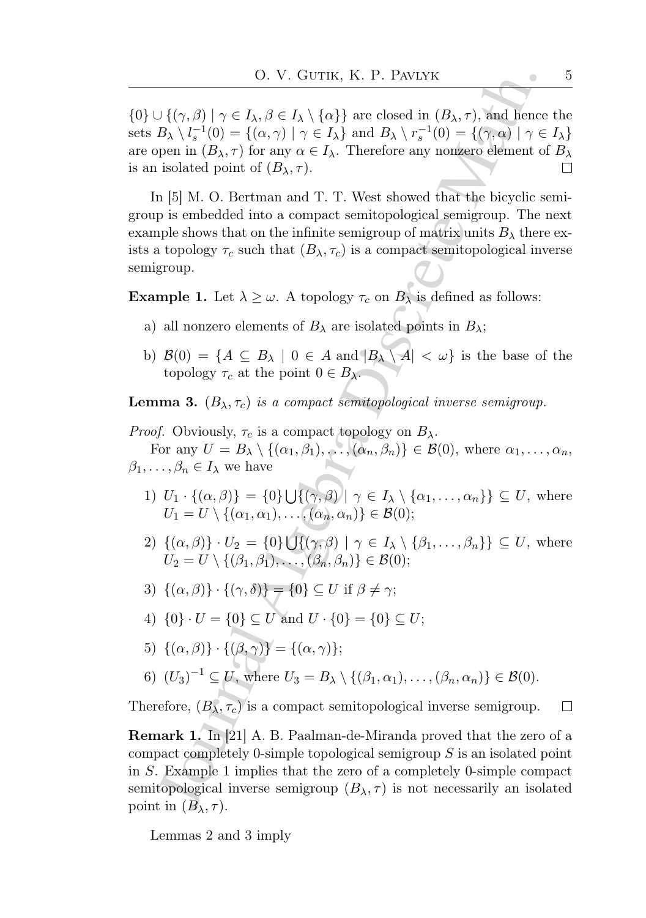$\{0\} \cup \{(\gamma, \beta) \mid \gamma \in I_\lambda, \beta \in I_\lambda \setminus \{\alpha\}\}$ are closed in $(B_\lambda, \tau)$, and hence the sets $B_\lambda \setminus l_s^{-1}(0) = \{(\alpha, \gamma) \mid \gamma \in I_\lambda\}$ and $B_\lambda \setminus r_s^{-1}(0) = \{(\gamma, \alpha) \mid \gamma \in I_\lambda\}$ are open in $(B_\lambda, \tau)$ for any $\alpha \in I_\lambda$. Therefore any nonzero element of $B_\lambda$ is an isolated point of $(B_\lambda, \tau)$. □

In [5] M. O. Bertman and T. T. West showed that the bicyclic semigroup is embedded into a compact semitopological semigroup. The next example shows that on the infinite semigroup of matrix units $B_\lambda$ there exists a topology $\tau_c$ such that $(B_\lambda, \tau_c)$ is a compact semitopological inverse semigroup.

**Example 1.** Let $\lambda \geq \omega$. A topology $\tau_c$ on $B_\lambda$ is defined as follows:

a) all nonzero elements of $B_\lambda$ are isolated points in $B_\lambda$;

b) $\mathcal{B}(0) = \{A \subseteq B_\lambda \mid 0 \in A \text{ and } |B_\lambda \setminus A| < \omega\}$ is the base of the topology $\tau_c$ at the point $0 \in B_\lambda$.

**Lemma 3.** *$(B_\lambda, \tau_c)$ is a compact semitopological inverse semigroup.*

*Proof.* Obviously, $\tau_c$ is a compact topology on $B_\lambda$.

For any $U = B_\lambda \setminus \{(\alpha_1, \beta_1), \ldots, (\alpha_n, \beta_n)\} \in \mathcal{B}(0)$, where $\alpha_1, \ldots, \alpha_n, \beta_1, \ldots, \beta_n \in I_\lambda$ we have

1) $U_1 \cdot \{(\alpha, \beta)\} = \{0\} \bigcup \{(\gamma, \beta) \mid \gamma \in I_\lambda \setminus \{\alpha_1, \ldots, \alpha_n\}\} \subseteq U$, where $U_1 = U \setminus \{(\alpha_1, \alpha_1), \ldots, (\alpha_n, \alpha_n)\} \in \mathcal{B}(0)$;

2) $\{(\alpha, \beta)\} \cdot U_2 = \{0\} \bigcup \{(\gamma, \beta) \mid \gamma \in I_\lambda \setminus \{\beta_1, \ldots, \beta_n\}\} \subseteq U$, where $U_2 = U \setminus \{(\beta_1, \beta_1), \ldots, (\beta_n, \beta_n)\} \in \mathcal{B}(0)$;

3) $\{(\alpha, \beta)\} \cdot \{(\gamma, \delta)\} = \{0\} \subseteq U$ if $\beta \neq \gamma$;

4) $\{0\} \cdot U = \{0\} \subseteq U$ and $U \cdot \{0\} = \{0\} \subseteq U$;

5) $\{(\alpha, \beta)\} \cdot \{(\beta, \gamma)\} = \{(\alpha, \gamma)\}$;

6) $(U_3)^{-1} \subseteq U$, where $U_3 = B_\lambda \setminus \{(\beta_1, \alpha_1), \ldots, (\beta_n, \alpha_n)\} \in \mathcal{B}(0)$.

Therefore, $(B_\lambda, \tau_c)$ is a compact semitopological inverse semigroup. □

**Remark 1.** In [21] A. B. Paalman-de-Miranda proved that the zero of a compact completely 0-simple topological semigroup $S$ is an isolated point in $S$. Example 1 implies that the zero of a completely 0-simple compact semitopological inverse semigroup $(B_\lambda, \tau)$ is not necessarily an isolated point in $(B_\lambda, \tau)$.

Lemmas 2 and 3 imply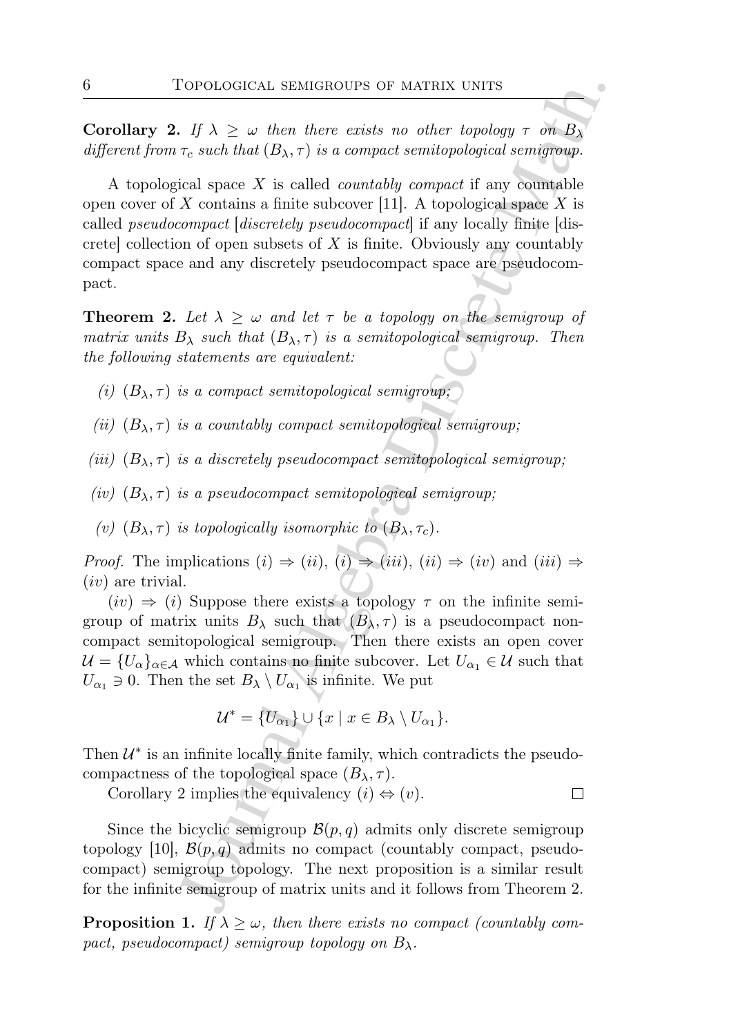**Corollary 2.** *If $\lambda \geq \omega$ then there exists no other topology $\tau$ on $B_\lambda$ different from $\tau_c$ such that $(B_\lambda, \tau)$ is a compact semitopological semigroup.*

A topological space $X$ is called *countably compact* if any countable open cover of $X$ contains a finite subcover [11]. A topological space $X$ is called *pseudocompact* [*discretely pseudocompact*] if any locally finite [discrete] collection of open subsets of $X$ is finite. Obviously any countably compact space and any discretely pseudocompact space are pseudocompact.

**Theorem 2.** *Let $\lambda \geq \omega$ and let $\tau$ be a topology on the semigroup of matrix units $B_\lambda$ such that $(B_\lambda, \tau)$ is a semitopological semigroup. Then the following statements are equivalent:*

*(i)* *$(B_\lambda, \tau)$ is a compact semitopological semigroup;*

*(ii)* *$(B_\lambda, \tau)$ is a countably compact semitopological semigroup;*

*(iii)* *$(B_\lambda, \tau)$ is a discretely pseudocompact semitopological semigroup;*

*(iv)* *$(B_\lambda, \tau)$ is a pseudocompact semitopological semigroup;*

*(v)* *$(B_\lambda, \tau)$ is topologically isomorphic to $(B_\lambda, \tau_c)$.*

*Proof.* The implications $(i) \Rightarrow (ii)$, $(i) \Rightarrow (iii)$, $(ii) \Rightarrow (iv)$ and $(iii) \Rightarrow (iv)$ are trivial.

$(iv) \Rightarrow (i)$ Suppose there exists a topology $\tau$ on the infinite semigroup of matrix units $B_\lambda$ such that $(B_\lambda, \tau)$ is a pseudocompact non-compact semitopological semigroup. Then there exists an open cover $\mathcal{U} = \{U_\alpha\}_{\alpha \in \mathcal{A}}$ which contains no finite subcover. Let $U_{\alpha_1} \in \mathcal{U}$ such that $U_{\alpha_1} \ni 0$. Then the set $B_\lambda \setminus U_{\alpha_1}$ is infinite. We put

$$\mathcal{U}^* = \{U_{\alpha_1}\} \cup \{x \mid x \in B_\lambda \setminus U_{\alpha_1}\}.$$

Then $\mathcal{U}^*$ is an infinite locally finite family, which contradicts the pseudocompactness of the topological space $(B_\lambda, \tau)$.

Corollary 2 implies the equivalency $(i) \Leftrightarrow (v)$. □

Since the bicyclic semigroup $\mathcal{B}(p, q)$ admits only discrete semigroup topology [10], $\mathcal{B}(p, q)$ admits no compact (countably compact, pseudocompact) semigroup topology. The next proposition is a similar result for the infinite semigroup of matrix units and it follows from Theorem 2.

**Proposition 1.** *If $\lambda \geq \omega$, then there exists no compact (countably compact, pseudocompact) semigroup topology on $B_\lambda$.*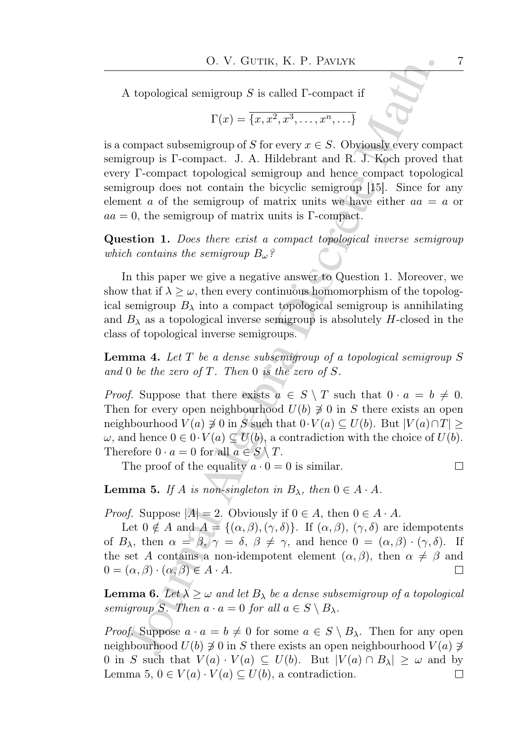A topological semigroup $S$ is called $\Gamma$-compact if

$$\Gamma(x) = \overline{\{x, x^2, x^3, \ldots, x^n, \ldots\}}$$

is a compact subsemigroup of $S$ for every $x \in S$. Obviously every compact semigroup is $\Gamma$-compact. J. A. Hildebrant and R. J. Koch proved that every $\Gamma$-compact topological semigroup and hence compact topological semigroup does not contain the bicyclic semigroup [15]. Since for any element $a$ of the semigroup of matrix units we have either $aa = a$ or $aa = 0$, the semigroup of matrix units is $\Gamma$-compact.

**Question 1.** *Does there exist a compact topological inverse semigroup which contains the semigroup $B_\omega$?*

In this paper we give a negative answer to Question 1. Moreover, we show that if $\lambda \geq \omega$, then every continuous homomorphism of the topological semigroup $B_\lambda$ into a compact topological semigroup is annihilating and $B_\lambda$ as a topological inverse semigroup is absolutely $H$-closed in the class of topological inverse semigroups.

**Lemma 4.** *Let $T$ be a dense subsemigroup of a topological semigroup $S$ and $0$ be the zero of $T$. Then $0$ is the zero of $S$.*

*Proof.* Suppose that there exists $a \in S \setminus T$ such that $0 \cdot a = b \neq 0$. Then for every open neighbourhood $U(b) \not\ni 0$ in $S$ there exists an open neighbourhood $V(a) \not\ni 0$ in $S$ such that $0 \cdot V(a) \subseteq U(b)$. But $|V(a) \cap T| \geq \omega$, and hence $0 \in 0 \cdot V(a) \subseteq U(b)$, a contradiction with the choice of $U(b)$. Therefore $0 \cdot a = 0$ for all $a \in S \setminus T$.

The proof of the equality $a \cdot 0 = 0$ is similar. $\square$

**Lemma 5.** *If $A$ is non-singleton in $B_\lambda$, then $0 \in A \cdot A$.*

*Proof.* Suppose $|A| = 2$. Obviously if $0 \in A$, then $0 \in A \cdot A$.

Let $0 \notin A$ and $A = \{(\alpha, \beta), (\gamma, \delta)\}$. If $(\alpha, \beta)$, $(\gamma, \delta)$ are idempotents of $B_\lambda$, then $\alpha = \beta$, $\gamma = \delta$, $\beta \neq \gamma$, and hence $0 = (\alpha, \beta) \cdot (\gamma, \delta)$. If the set $A$ contains a non-idempotent element $(\alpha, \beta)$, then $\alpha \neq \beta$ and $0 = (\alpha, \beta) \cdot (\alpha, \beta) \in A \cdot A$. $\square$

**Lemma 6.** *Let $\lambda \geq \omega$ and let $B_\lambda$ be a dense subsemigroup of a topological semigroup $S$. Then $a \cdot a = 0$ for all $a \in S \setminus B_\lambda$.*

*Proof.* Suppose $a \cdot a = b \neq 0$ for some $a \in S \setminus B_\lambda$. Then for any open neighbourhood $U(b) \not\ni 0$ in $S$ there exists an open neighbourhood $V(a) \not\ni 0$ in $S$ such that $V(a) \cdot V(a) \subseteq U(b)$. But $|V(a) \cap B_\lambda| \geq \omega$ and by Lemma 5, $0 \in V(a) \cdot V(a) \subseteq U(b)$, a contradiction. $\square$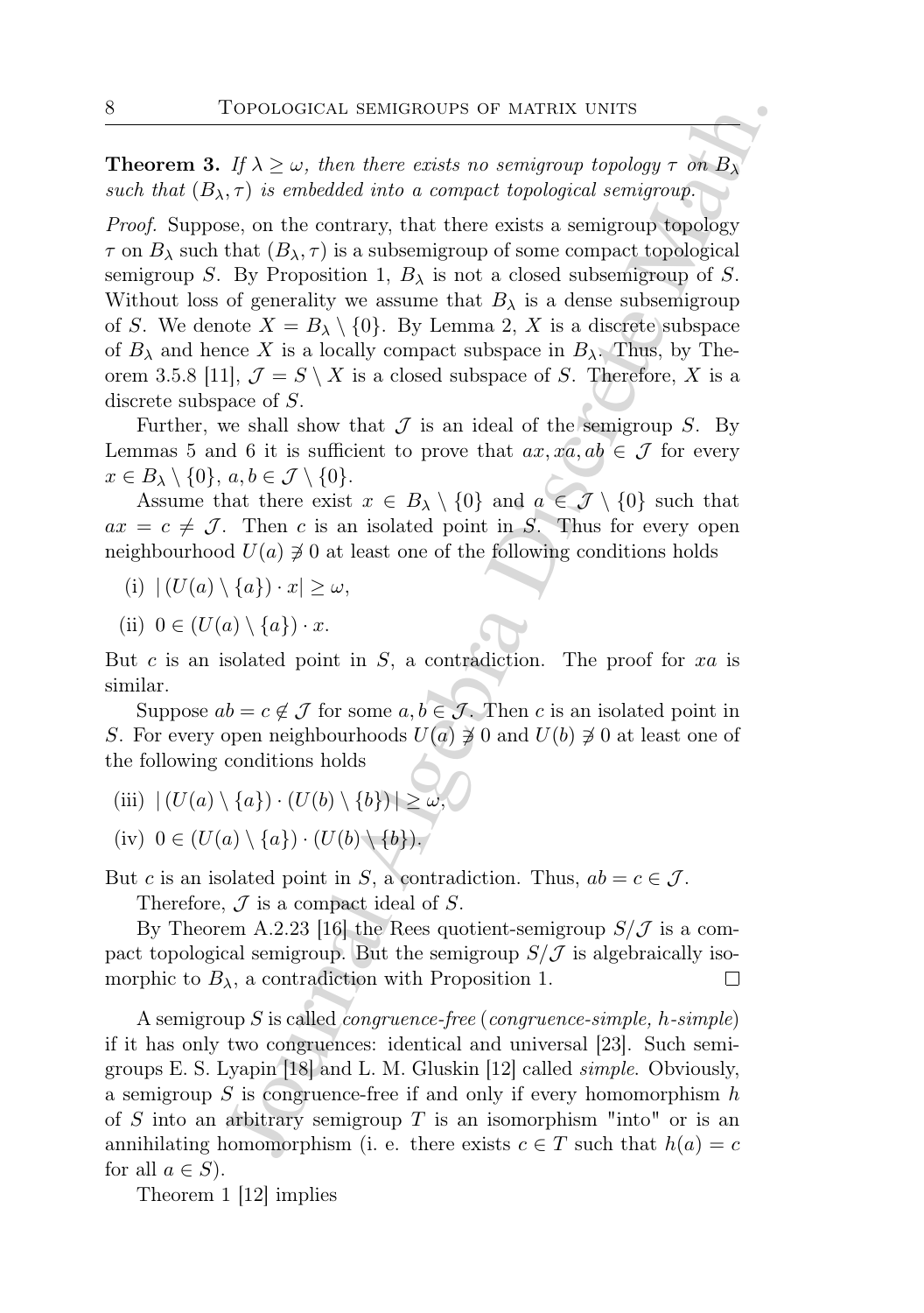**Theorem 3.** *If $\lambda \geq \omega$, then there exists no semigroup topology $\tau$ on $B_\lambda$ such that $(B_\lambda, \tau)$ is embedded into a compact topological semigroup.*

*Proof.* Suppose, on the contrary, that there exists a semigroup topology $\tau$ on $B_\lambda$ such that $(B_\lambda, \tau)$ is a subsemigroup of some compact topological semigroup $S$. By Proposition 1, $B_\lambda$ is not a closed subsemigroup of $S$. Without loss of generality we assume that $B_\lambda$ is a dense subsemigroup of $S$. We denote $X = B_\lambda \setminus \{0\}$. By Lemma 2, $X$ is a discrete subspace of $B_\lambda$ and hence $X$ is a locally compact subspace in $B_\lambda$. Thus, by Theorem 3.5.8 [11], $\mathcal{J} = S \setminus X$ is a closed subspace of $S$. Therefore, $X$ is a discrete subspace of $S$.

Further, we shall show that $\mathcal{J}$ is an ideal of the semigroup $S$. By Lemmas 5 and 6 it is sufficient to prove that $ax, xa, ab \in \mathcal{J}$ for every $x \in B_\lambda \setminus \{0\}$, $a, b \in \mathcal{J} \setminus \{0\}$.

Assume that there exist $x \in B_\lambda \setminus \{0\}$ and $a \in \mathcal{J} \setminus \{0\}$ such that $ax = c \neq \mathcal{J}$. Then $c$ is an isolated point in $S$. Thus for every open neighbourhood $U(a) \not\ni 0$ at least one of the following conditions holds

(i) $|\,(U(a) \setminus \{a\}) \cdot x| \geq \omega$,

(ii) $0 \in (U(a) \setminus \{a\}) \cdot x$.

But $c$ is an isolated point in $S$, a contradiction. The proof for $xa$ is similar.

Suppose $ab = c \notin \mathcal{J}$ for some $a, b \in \mathcal{J}$. Then $c$ is an isolated point in $S$. For every open neighbourhoods $U(a) \not\ni 0$ and $U(b) \not\ni 0$ at least one of the following conditions holds

(iii) $|\,(U(a) \setminus \{a\}) \cdot (U(b) \setminus \{b\})\,| \geq \omega$,

(iv) $0 \in (U(a) \setminus \{a\}) \cdot (U(b) \setminus \{b\})$.

But $c$ is an isolated point in $S$, a contradiction. Thus, $ab = c \in \mathcal{J}$.

Therefore, $\mathcal{J}$ is a compact ideal of $S$.

By Theorem A.2.23 [16] the Rees quotient-semigroup $S/\mathcal{J}$ is a compact topological semigroup. But the semigroup $S/\mathcal{J}$ is algebraically isomorphic to $B_\lambda$, a contradiction with Proposition 1. $\square$

A semigroup $S$ is called *congruence-free* (*congruence-simple, h-simple*) if it has only two congruences: identical and universal [23]. Such semigroups E. S. Lyapin [18] and L. M. Gluskin [12] called *simple*. Obviously, a semigroup $S$ is congruence-free if and only if every homomorphism $h$ of $S$ into an arbitrary semigroup $T$ is an isomorphism "into" or is an annihilating homomorphism (i. e. there exists $c \in T$ such that $h(a) = c$ for all $a \in S$).

Theorem 1 [12] implies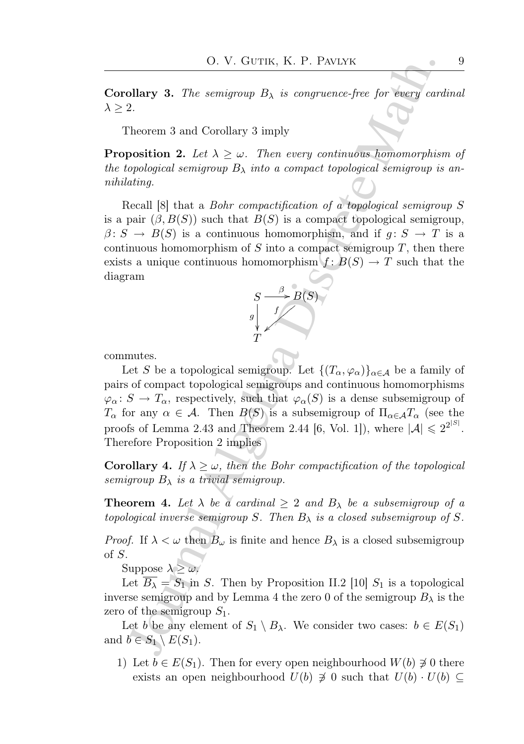**Corollary 3.** *The semigroup $B_\lambda$ is congruence-free for every cardinal $\lambda \geq 2$.*

Theorem 3 and Corollary 3 imply

**Proposition 2.** *Let $\lambda \geq \omega$. Then every continuous homomorphism of the topological semigroup $B_\lambda$ into a compact topological semigroup is annihilating.*

Recall [8] that a *Bohr compactification of a topological semigroup $S$* is a pair $(\beta, B(S))$ such that $B(S)$ is a compact topological semigroup, $\beta \colon S \to B(S)$ is a continuous homomorphism, and if $g \colon S \to T$ is a continuous homomorphism of $S$ into a compact semigroup $T$, then there exists a unique continuous homomorphism $f \colon B(S) \to T$ such that the diagram

$$\begin{array}{ccc} S & \xrightarrow{\beta} & B(S) \\ {\scriptstyle g}\downarrow & \swarrow {\scriptstyle f} & \\ T & & \end{array}$$

commutes.

Let $S$ be a topological semigroup. Let $\{(T_\alpha, \varphi_\alpha)\}_{\alpha \in \mathcal{A}}$ be a family of pairs of compact topological semigroups and continuous homomorphisms $\varphi_\alpha \colon S \to T_\alpha$, respectively, such that $\varphi_\alpha(S)$ is a dense subsemigroup of $T_\alpha$ for any $\alpha \in \mathcal{A}$. Then $B(S)$ is a subsemigroup of $\Pi_{\alpha \in \mathcal{A}} T_\alpha$ (see the proofs of Lemma 2.43 and Theorem 2.44 [6, Vol. 1]), where $|\mathcal{A}| \leqslant 2^{2^{|S|}}$. Therefore Proposition 2 implies

**Corollary 4.** *If $\lambda \geq \omega$, then the Bohr compactification of the topological semigroup $B_\lambda$ is a trivial semigroup.*

**Theorem 4.** *Let $\lambda$ be a cardinal $\geq 2$ and $B_\lambda$ be a subsemigroup of a topological inverse semigroup $S$. Then $B_\lambda$ is a closed subsemigroup of $S$.*

*Proof.* If $\lambda < \omega$ then $B_\omega$ is finite and hence $B_\lambda$ is a closed subsemigroup of $S$.

Suppose $\lambda \geq \omega$.

Let $\overline{B_\lambda} = S_1$ in $S$. Then by Proposition II.2 [10] $S_1$ is a topological inverse semigroup and by Lemma 4 the zero 0 of the semigroup $B_\lambda$ is the zero of the semigroup $S_1$.

Let $b$ be any element of $S_1 \setminus B_\lambda$. We consider two cases: $b \in E(S_1)$ and $b \in S_1 \setminus E(S_1)$.

1) Let $b \in E(S_1)$. Then for every open neighbourhood $W(b) \not\ni 0$ there exists an open neighbourhood $U(b) \not\ni 0$ such that $U(b) \cdot U(b) \subseteq$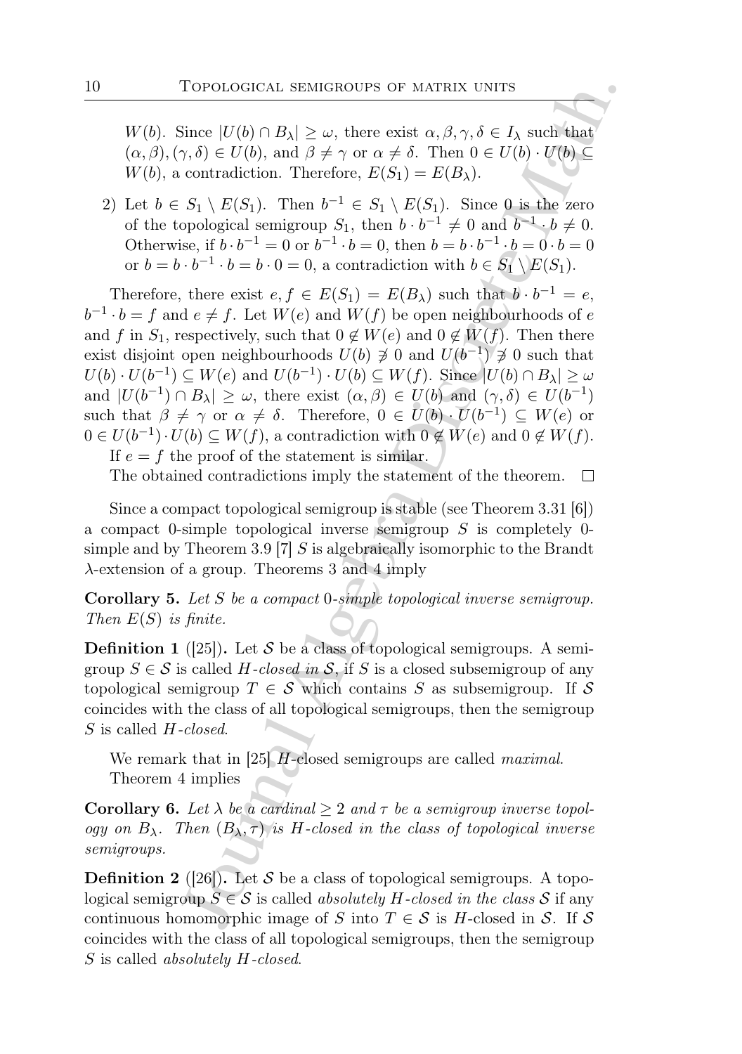$W(b)$. Since $|U(b) \cap B_\lambda| \geq \omega$, there exist $\alpha, \beta, \gamma, \delta \in I_\lambda$ such that $(\alpha, \beta), (\gamma, \delta) \in U(b)$, and $\beta \neq \gamma$ or $\alpha \neq \delta$. Then $0 \in U(b) \cdot U(b) \subseteq W(b)$, a contradiction. Therefore, $E(S_1) = E(B_\lambda)$.

2) Let $b \in S_1 \setminus E(S_1)$. Then $b^{-1} \in S_1 \setminus E(S_1)$. Since $0$ is the zero of the topological semigroup $S_1$, then $b \cdot b^{-1} \neq 0$ and $b^{-1} \cdot b \neq 0$. Otherwise, if $b \cdot b^{-1} = 0$ or $b^{-1} \cdot b = 0$, then $b = b \cdot b^{-1} \cdot b = 0 \cdot b = 0$ or $b = b \cdot b^{-1} \cdot b = b \cdot 0 = 0$, a contradiction with $b \in S_1 \setminus E(S_1)$.

Therefore, there exist $e, f \in E(S_1) = E(B_\lambda)$ such that $b \cdot b^{-1} = e$, $b^{-1} \cdot b = f$ and $e \neq f$. Let $W(e)$ and $W(f)$ be open neighbourhoods of $e$ and $f$ in $S_1$, respectively, such that $0 \notin W(e)$ and $0 \notin W(f)$. Then there exist disjoint open neighbourhoods $U(b) \not\ni 0$ and $U(b^{-1}) \not\ni 0$ such that $U(b) \cdot U(b^{-1}) \subseteq W(e)$ and $U(b^{-1}) \cdot U(b) \subseteq W(f)$. Since $|U(b) \cap B_\lambda| \geq \omega$ and $|U(b^{-1}) \cap B_\lambda| \geq \omega$, there exist $(\alpha, \beta) \in U(b)$ and $(\gamma, \delta) \in U(b^{-1})$ such that $\beta \neq \gamma$ or $\alpha \neq \delta$. Therefore, $0 \in U(b) \cdot U(b^{-1}) \subseteq W(e)$ or $0 \in U(b^{-1}) \cdot U(b) \subseteq W(f)$, a contradiction with $0 \notin W(e)$ and $0 \notin W(f)$.

If $e = f$ the proof of the statement is similar.

The obtained contradictions imply the statement of the theorem. $\square$

Since a compact topological semigroup is stable (see Theorem 3.31 [6]) a compact 0-simple topological inverse semigroup $S$ is completely 0-simple and by Theorem 3.9 [7] $S$ is algebraically isomorphic to the Brandt $\lambda$-extension of a group. Theorems 3 and 4 imply

**Corollary 5.** *Let $S$ be a compact 0-simple topological inverse semigroup. Then $E(S)$ is finite.*

**Definition 1** ([25])**.** Let $\mathcal{S}$ be a class of topological semigroups. A semigroup $S \in \mathcal{S}$ is called *$H$-closed in $\mathcal{S}$*, if $S$ is a closed subsemigroup of any topological semigroup $T \in \mathcal{S}$ which contains $S$ as subsemigroup. If $\mathcal{S}$ coincides with the class of all topological semigroups, then the semigroup $S$ is called *$H$-closed*.

We remark that in [25] $H$-closed semigroups are called *maximal*.

Theorem 4 implies

**Corollary 6.** *Let $\lambda$ be a cardinal $\geq 2$ and $\tau$ be a semigroup inverse topology on $B_\lambda$. Then $(B_\lambda, \tau)$ is $H$-closed in the class of topological inverse semigroups.*

**Definition 2** ([26])**.** Let $\mathcal{S}$ be a class of topological semigroups. A topological semigroup $S \in \mathcal{S}$ is called *absolutely $H$-closed in the class $\mathcal{S}$* if any continuous homomorphic image of $S$ into $T \in \mathcal{S}$ is $H$-closed in $\mathcal{S}$. If $\mathcal{S}$ coincides with the class of all topological semigroups, then the semigroup $S$ is called *absolutely $H$-closed*.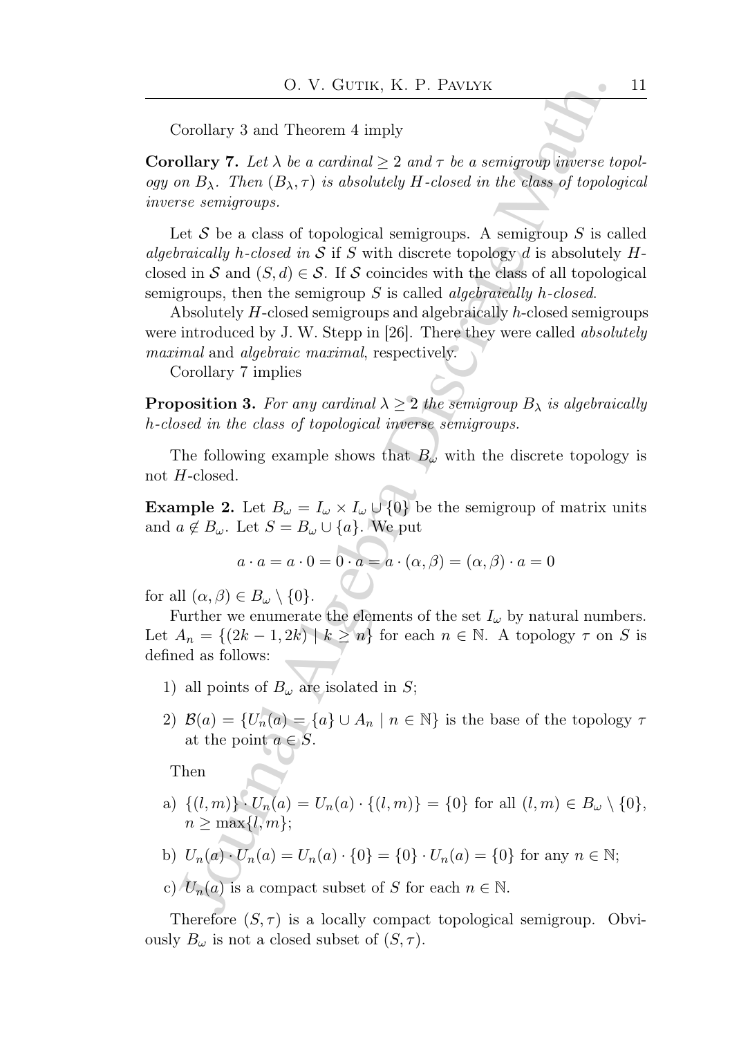Corollary 3 and Theorem 4 imply

**Corollary 7.** *Let $\lambda$ be a cardinal $\geq 2$ and $\tau$ be a semigroup inverse topology on $B_\lambda$. Then $(B_\lambda, \tau)$ is absolutely $H$-closed in the class of topological inverse semigroups.*

Let $\mathcal{S}$ be a class of topological semigroups. A semigroup $S$ is called *algebraically h-closed in* $\mathcal{S}$ if $S$ with discrete topology $d$ is absolutely $H$-closed in $\mathcal{S}$ and $(S, d) \in \mathcal{S}$. If $\mathcal{S}$ coincides with the class of all topological semigroups, then the semigroup $S$ is called *algebraically h-closed*.

Absolutely $H$-closed semigroups and algebraically $h$-closed semigroups were introduced by J. W. Stepp in [26]. There they were called *absolutely maximal* and *algebraic maximal*, respectively.

Corollary 7 implies

**Proposition 3.** *For any cardinal $\lambda \geq 2$ the semigroup $B_\lambda$ is algebraically h-closed in the class of topological inverse semigroups.*

The following example shows that $B_\omega$ with the discrete topology is not $H$-closed.

**Example 2.** Let $B_\omega = I_\omega \times I_\omega \cup \{0\}$ be the semigroup of matrix units and $a \notin B_\omega$. Let $S = B_\omega \cup \{a\}$. We put

$$a \cdot a = a \cdot 0 = 0 \cdot a = a \cdot (\alpha, \beta) = (\alpha, \beta) \cdot a = 0$$

for all $(\alpha, \beta) \in B_\omega \setminus \{0\}$.

Further we enumerate the elements of the set $I_\omega$ by natural numbers. Let $A_n = \{(2k-1, 2k) \mid k \geq n\}$ for each $n \in \mathbb{N}$. A topology $\tau$ on $S$ is defined as follows:

1) all points of $B_\omega$ are isolated in $S$;

2) $\mathcal{B}(a) = \{U_n(a) = \{a\} \cup A_n \mid n \in \mathbb{N}\}$ is the base of the topology $\tau$ at the point $a \in S$.

Then

a) $\{(l, m)\} \cdot U_n(a) = U_n(a) \cdot \{(l, m)\} = \{0\}$ for all $(l, m) \in B_\omega \setminus \{0\}$, $n \geq \max\{l, m\}$;

b) $U_n(a) \cdot U_n(a) = U_n(a) \cdot \{0\} = \{0\} \cdot U_n(a) = \{0\}$ for any $n \in \mathbb{N}$;

c) $U_n(a)$ is a compact subset of $S$ for each $n \in \mathbb{N}$.

Therefore $(S, \tau)$ is a locally compact topological semigroup. Obviously $B_\omega$ is not a closed subset of $(S, \tau)$.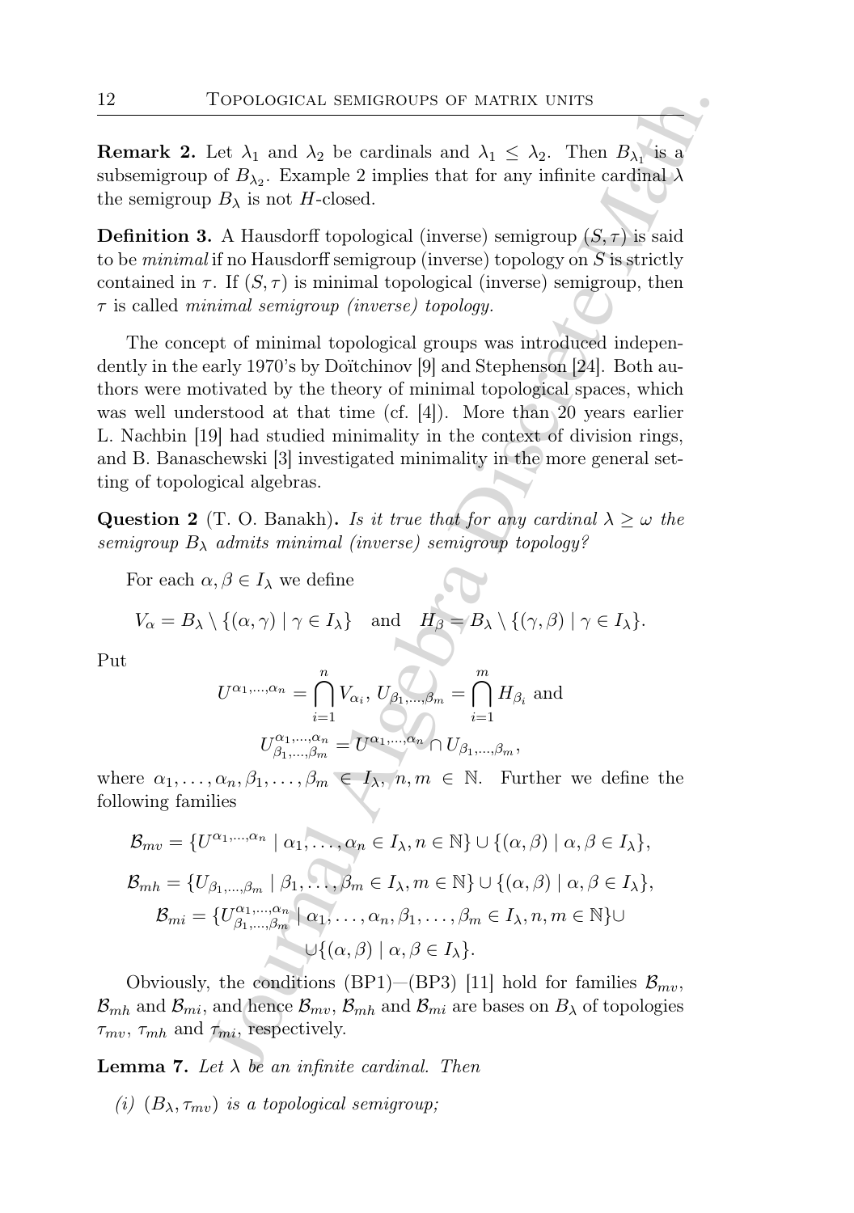**Remark 2.** Let $\lambda_1$ and $\lambda_2$ be cardinals and $\lambda_1 \leq \lambda_2$. Then $B_{\lambda_1}$ is a subsemigroup of $B_{\lambda_2}$. Example 2 implies that for any infinite cardinal $\lambda$ the semigroup $B_\lambda$ is not $H$-closed.

**Definition 3.** A Hausdorff topological (inverse) semigroup $(S, \tau)$ is said to be *minimal* if no Hausdorff semigroup (inverse) topology on $S$ is strictly contained in $\tau$. If $(S, \tau)$ is minimal topological (inverse) semigroup, then $\tau$ is called *minimal semigroup (inverse) topology.*

The concept of minimal topological groups was introduced independently in the early 1970's by Doïtchinov [9] and Stephenson [24]. Both authors were motivated by the theory of minimal topological spaces, which was well understood at that time (cf. [4]). More than 20 years earlier L. Nachbin [19] had studied minimality in the context of division rings, and B. Banaschewski [3] investigated minimality in the more general setting of topological algebras.

**Question 2** (T. O. Banakh)**.** *Is it true that for any cardinal $\lambda \geq \omega$ the semigroup $B_\lambda$ admits minimal (inverse) semigroup topology?*

For each $\alpha, \beta \in I_\lambda$ we define

$$V_\alpha = B_\lambda \setminus \{(\alpha, \gamma) \mid \gamma \in I_\lambda\} \quad \text{and} \quad H_\beta = B_\lambda \setminus \{(\gamma, \beta) \mid \gamma \in I_\lambda\}.$$

Put

$$U^{\alpha_1,\dots,\alpha_n} = \bigcap_{i=1}^{n} V_{\alpha_i},\ U_{\beta_1,\dots,\beta_m} = \bigcap_{i=1}^{m} H_{\beta_i} \text{ and}$$

$$U^{\alpha_1,\dots,\alpha_n}_{\beta_1,\dots,\beta_m} = U^{\alpha_1,\dots,\alpha_n} \cap U_{\beta_1,\dots,\beta_m},$$

where $\alpha_1, \dots, \alpha_n, \beta_1, \dots, \beta_m \in I_\lambda$, $n, m \in \mathbb{N}$. Further we define the following families

$$\mathcal{B}_{mv} = \{U^{\alpha_1,\dots,\alpha_n} \mid \alpha_1, \dots, \alpha_n \in I_\lambda, n \in \mathbb{N}\} \cup \{(\alpha, \beta) \mid \alpha, \beta \in I_\lambda\},$$

$$\mathcal{B}_{mh} = \{U_{\beta_1,\dots,\beta_m} \mid \beta_1, \dots, \beta_m \in I_\lambda, m \in \mathbb{N}\} \cup \{(\alpha, \beta) \mid \alpha, \beta \in I_\lambda\},$$

$$\mathcal{B}_{mi} = \{U^{\alpha_1,\dots,\alpha_n}_{\beta_1,\dots,\beta_m} \mid \alpha_1, \dots, \alpha_n, \beta_1, \dots, \beta_m \in I_\lambda, n, m \in \mathbb{N}\} \cup \{(\alpha, \beta) \mid \alpha, \beta \in I_\lambda\}.$$

Obviously, the conditions (BP1)–(BP3) [11] hold for families $\mathcal{B}_{mv}$, $\mathcal{B}_{mh}$ and $\mathcal{B}_{mi}$, and hence $\mathcal{B}_{mv}$, $\mathcal{B}_{mh}$ and $\mathcal{B}_{mi}$ are bases on $B_\lambda$ of topologies $\tau_{mv}$, $\tau_{mh}$ and $\tau_{mi}$, respectively.

**Lemma 7.** *Let $\lambda$ be an infinite cardinal. Then*

*(i) $(B_\lambda, \tau_{mv})$ is a topological semigroup;*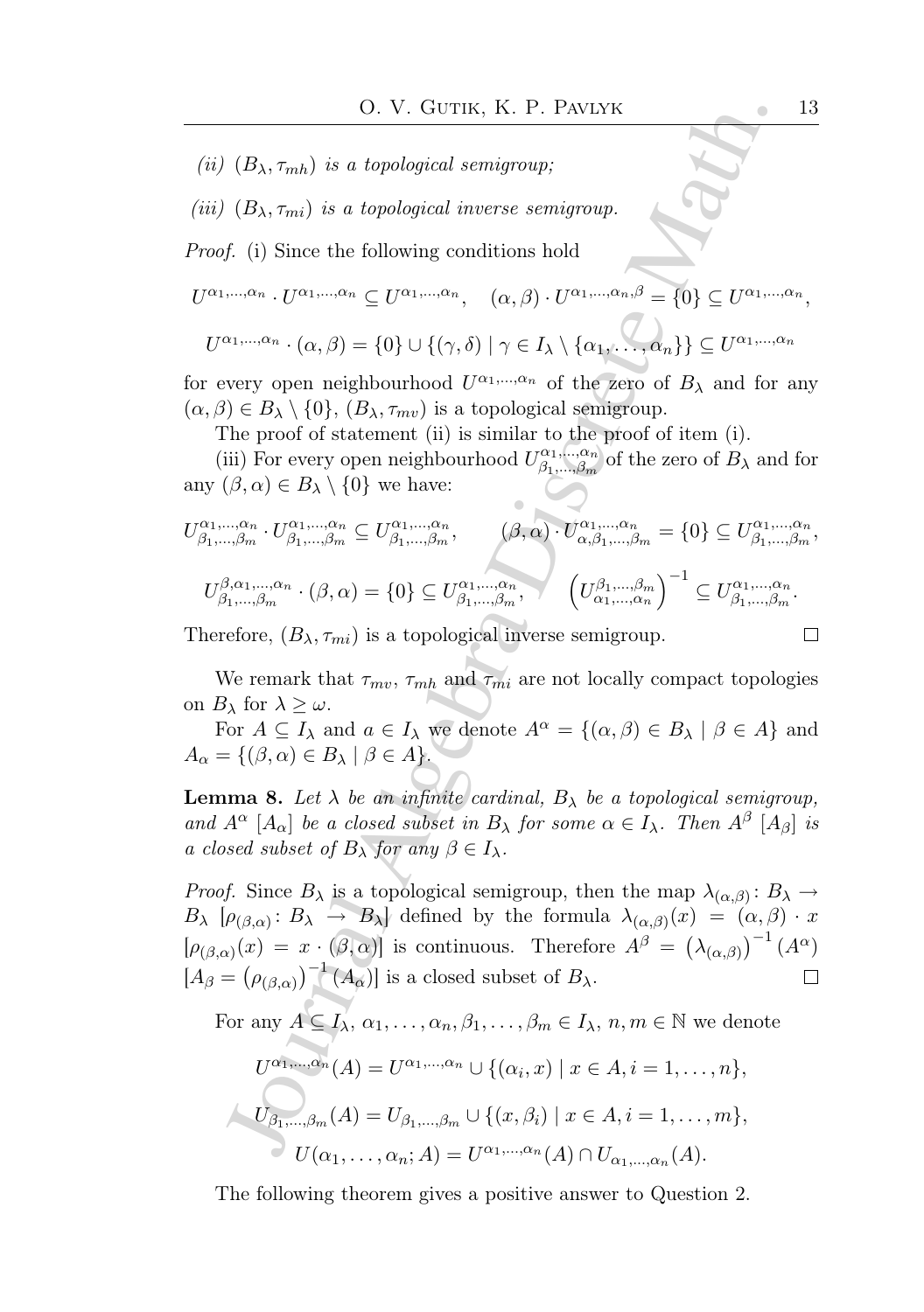*(ii)* $(B_\lambda, \tau_{mh})$ *is a topological semigroup;*

*(iii)* $(B_\lambda, \tau_{mi})$ *is a topological inverse semigroup.*

*Proof.* (i) Since the following conditions hold

$$U^{\alpha_1,\dots,\alpha_n} \cdot U^{\alpha_1,\dots,\alpha_n} \subseteq U^{\alpha_1,\dots,\alpha_n}, \quad (\alpha,\beta)\cdot U^{\alpha_1,\dots,\alpha_n,\beta} = \{0\} \subseteq U^{\alpha_1,\dots,\alpha_n},$$

$$U^{\alpha_1,\dots,\alpha_n} \cdot (\alpha,\beta) = \{0\} \cup \{(\gamma,\delta) \mid \gamma \in I_\lambda \setminus \{\alpha_1,\dots,\alpha_n\}\} \subseteq U^{\alpha_1,\dots,\alpha_n}$$

for every open neighbourhood $U^{\alpha_1,\dots,\alpha_n}$ of the zero of $B_\lambda$ and for any $(\alpha,\beta) \in B_\lambda \setminus \{0\}$, $(B_\lambda, \tau_{mv})$ is a topological semigroup.

The proof of statement (ii) is similar to the proof of item (i).

(iii) For every open neighbourhood $U^{\alpha_1,\dots,\alpha_n}_{\beta_1,\dots,\beta_m}$ of the zero of $B_\lambda$ and for any $(\beta,\alpha) \in B_\lambda \setminus \{0\}$ we have:

$$U^{\alpha_1,\dots,\alpha_n}_{\beta_1,\dots,\beta_m} \cdot U^{\alpha_1,\dots,\alpha_n}_{\beta_1,\dots,\beta_m} \subseteq U^{\alpha_1,\dots,\alpha_n}_{\beta_1,\dots,\beta_m}, \qquad (\beta,\alpha)\cdot U^{\alpha_1,\dots,\alpha_n}_{\alpha,\beta_1,\dots,\beta_m} = \{0\} \subseteq U^{\alpha_1,\dots,\alpha_n}_{\beta_1,\dots,\beta_m},$$

$$U^{\beta,\alpha_1,\dots,\alpha_n}_{\beta_1,\dots,\beta_m} \cdot (\beta,\alpha) = \{0\} \subseteq U^{\alpha_1,\dots,\alpha_n}_{\beta_1,\dots,\beta_m}, \qquad \left(U^{\beta_1,\dots,\beta_m}_{\alpha_1,\dots,\alpha_n}\right)^{-1} \subseteq U^{\alpha_1,\dots,\alpha_n}_{\beta_1,\dots,\beta_m}.$$

Therefore, $(B_\lambda, \tau_{mi})$ is a topological inverse semigroup. $\square$

We remark that $\tau_{mv}$, $\tau_{mh}$ and $\tau_{mi}$ are not locally compact topologies on $B_\lambda$ for $\lambda \geq \omega$.

For $A \subseteq I_\lambda$ and $a \in I_\lambda$ we denote $A^\alpha = \{(\alpha,\beta) \in B_\lambda \mid \beta \in A\}$ and $A_\alpha = \{(\beta,\alpha) \in B_\lambda \mid \beta \in A\}$.

**Lemma 8.** *Let $\lambda$ be an infinite cardinal, $B_\lambda$ be a topological semigroup, and $A^\alpha$ $[A_\alpha]$ be a closed subset in $B_\lambda$ for some $\alpha \in I_\lambda$. Then $A^\beta$ $[A_\beta]$ is a closed subset of $B_\lambda$ for any $\beta \in I_\lambda$.*

*Proof.* Since $B_\lambda$ is a topological semigroup, then the map $\lambda_{(\alpha,\beta)} \colon B_\lambda \to B_\lambda$ $[\rho_{(\beta,\alpha)} \colon B_\lambda \to B_\lambda]$ defined by the formula $\lambda_{(\alpha,\beta)}(x) = (\alpha,\beta)\cdot x$ $[\rho_{(\beta,\alpha)}(x) = x \cdot (\beta,\alpha)]$ is continuous. Therefore $A^\beta = \left(\lambda_{(\alpha,\beta)}\right)^{-1}(A^\alpha)$ $[A_\beta = \left(\rho_{(\beta,\alpha)}\right)^{-1}(A_\alpha)]$ is a closed subset of $B_\lambda$. $\square$

For any $A \subseteq I_\lambda$, $\alpha_1,\dots,\alpha_n,\beta_1,\dots,\beta_m \in I_\lambda$, $n,m \in \mathbb{N}$ we denote

$$U^{\alpha_1,\dots,\alpha_n}(A) = U^{\alpha_1,\dots,\alpha_n} \cup \{(\alpha_i, x) \mid x \in A, i = 1,\dots,n\},$$

$$U_{\beta_1,\dots,\beta_m}(A) = U_{\beta_1,\dots,\beta_m} \cup \{(x, \beta_i) \mid x \in A, i = 1,\dots,m\},$$

$$U(\alpha_1,\dots,\alpha_n; A) = U^{\alpha_1,\dots,\alpha_n}(A) \cap U_{\alpha_1,\dots,\alpha_n}(A).$$

The following theorem gives a positive answer to Question 2.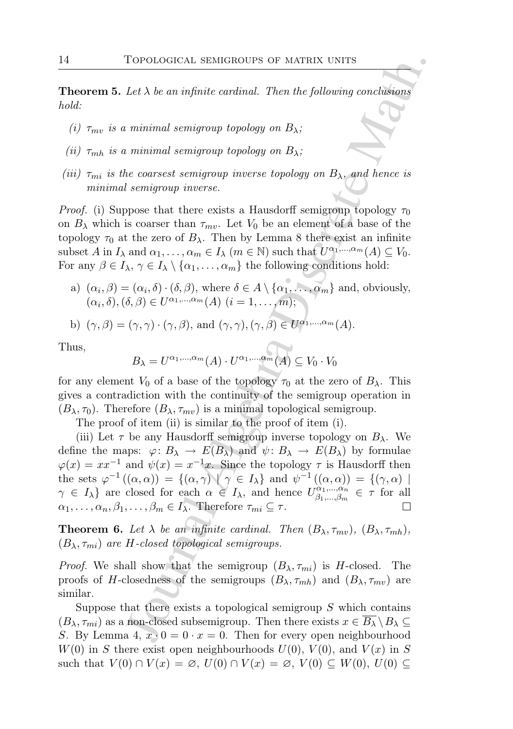**Theorem 5.** *Let $\lambda$ be an infinite cardinal. Then the following conclusions hold:*

*(i) $\tau_{mv}$ is a minimal semigroup topology on $B_\lambda$;*

*(ii) $\tau_{mh}$ is a minimal semigroup topology on $B_\lambda$;*

*(iii) $\tau_{mi}$ is the coarsest semigroup inverse topology on $B_\lambda$, and hence is minimal semigroup inverse.*

*Proof.* (i) Suppose that there exists a Hausdorff semigroup topology $\tau_0$ on $B_\lambda$ which is coarser than $\tau_{mv}$. Let $V_0$ be an element of a base of the topology $\tau_0$ at the zero of $B_\lambda$. Then by Lemma 8 there exist an infinite subset $A$ in $I_\lambda$ and $\alpha_1, \ldots, \alpha_m \in I_\lambda$ ($m \in \mathbb{N}$) such that $U^{\alpha_1,\ldots,\alpha_m}(A) \subseteq V_0$. For any $\beta \in I_\lambda$, $\gamma \in I_\lambda \setminus \{\alpha_1, \ldots, \alpha_m\}$ the following conditions hold:

a) $(\alpha_i, \beta) = (\alpha_i, \delta) \cdot (\delta, \beta)$, where $\delta \in A \setminus \{\alpha_1, \ldots, \alpha_m\}$ and, obviously, $(\alpha_i, \delta), (\delta, \beta) \in U^{\alpha_1,\ldots,\alpha_m}(A)$ ($i = 1, \ldots, m$);

b) $(\gamma, \beta) = (\gamma, \gamma) \cdot (\gamma, \beta)$, and $(\gamma, \gamma), (\gamma, \beta) \in U^{\alpha_1,\ldots,\alpha_m}(A)$.

Thus,

$$B_\lambda = U^{\alpha_1,\ldots,\alpha_m}(A) \cdot U^{\alpha_1,\ldots,\alpha_m}(A) \subseteq V_0 \cdot V_0$$

for any element $V_0$ of a base of the topology $\tau_0$ at the zero of $B_\lambda$. This gives a contradiction with the continuity of the semigroup operation in $(B_\lambda, \tau_0)$. Therefore $(B_\lambda, \tau_{mv})$ is a minimal topological semigroup.

The proof of item (ii) is similar to the proof of item (i).

(iii) Let $\tau$ be any Hausdorff semigroup inverse topology on $B_\lambda$. We define the maps: $\varphi\colon B_\lambda \to E(B_\lambda)$ and $\psi\colon B_\lambda \to E(B_\lambda)$ by formulae $\varphi(x) = xx^{-1}$ and $\psi(x) = x^{-1}x$. Since the topology $\tau$ is Hausdorff then the sets $\varphi^{-1}((\alpha, \alpha)) = \{(\alpha, \gamma) \mid \gamma \in I_\lambda\}$ and $\psi^{-1}((\alpha, \alpha)) = \{(\gamma, \alpha) \mid \gamma \in I_\lambda\}$ are closed for each $\alpha \in I_\lambda$, and hence $U^{\alpha_1,\ldots,\alpha_n}_{\beta_1,\ldots,\beta_m} \in \tau$ for all $\alpha_1, \ldots, \alpha_n, \beta_1, \ldots, \beta_m \in I_\lambda$. Therefore $\tau_{mi} \subseteq \tau$. $\square$

**Theorem 6.** *Let $\lambda$ be an infinite cardinal. Then $(B_\lambda, \tau_{mv})$, $(B_\lambda, \tau_{mh})$, $(B_\lambda, \tau_{mi})$ are $H$-closed topological semigroups.*

*Proof.* We shall show that the semigroup $(B_\lambda, \tau_{mi})$ is $H$-closed. The proofs of $H$-closedness of the semigroups $(B_\lambda, \tau_{mh})$ and $(B_\lambda, \tau_{mv})$ are similar.

Suppose that there exists a topological semigroup $S$ which contains $(B_\lambda, \tau_{mi})$ as a non-closed subsemigroup. Then there exists $x \in \overline{B_\lambda} \setminus B_\lambda \subseteq S$. By Lemma 4, $x \cdot 0 = 0 \cdot x = 0$. Then for every open neighbourhood $W(0)$ in $S$ there exist open neighbourhoods $U(0)$, $V(0)$, and $V(x)$ in $S$ such that $V(0) \cap V(x) = \varnothing$, $U(0) \cap V(x) = \varnothing$, $V(0) \subseteq W(0)$, $U(0) \subseteq$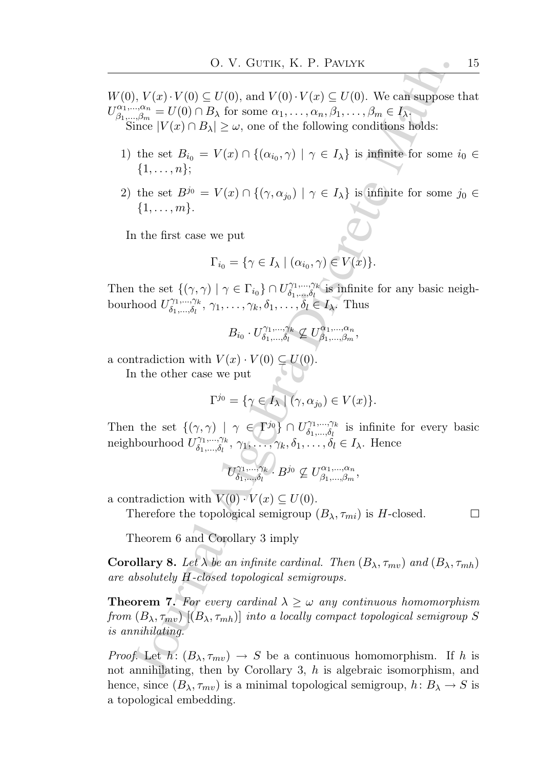$W(0)$, $V(x)\cdot V(0)\subseteq U(0)$, and $V(0)\cdot V(x)\subseteq U(0)$. We can suppose that $U^{\alpha_1,\ldots,\alpha_n}_{\beta_1,\ldots,\beta_m}=U(0)\cap B_\lambda$ for some $\alpha_1,\ldots,\alpha_n,\beta_1,\ldots,\beta_m\in I_\lambda$.

Since $|V(x)\cap B_\lambda|\geq\omega$, one of the following conditions holds:

1) the set $B_{i_0}=V(x)\cap\{(\alpha_{i_0},\gamma)\mid\gamma\in I_\lambda\}$ is infinite for some $i_0\in\{1,\ldots,n\}$;

2) the set $B^{j_0}=V(x)\cap\{(\gamma,\alpha_{j_0})\mid\gamma\in I_\lambda\}$ is infinite for some $j_0\in\{1,\ldots,m\}$.

In the first case we put

$$\Gamma_{i_0}=\{\gamma\in I_\lambda\mid(\alpha_{i_0},\gamma)\in V(x)\}.$$

Then the set $\{(\gamma,\gamma)\mid\gamma\in\Gamma_{i_0}\}\cap U^{\gamma_1,\ldots,\gamma_k}_{\delta_1,\ldots,\delta_l}$ is infinite for any basic neighbourhood $U^{\gamma_1,\ldots,\gamma_k}_{\delta_1,\ldots,\delta_l}$, $\gamma_1,\ldots,\gamma_k,\delta_1,\ldots,\delta_l\in I_\lambda$. Thus

$$B_{i_0}\cdot U^{\gamma_1,\ldots,\gamma_k}_{\delta_1,\ldots,\delta_l}\nsubseteq U^{\alpha_1,\ldots,\alpha_n}_{\beta_1,\ldots,\beta_m},$$

a contradiction with $V(x)\cdot V(0)\subseteq U(0)$.

In the other case we put

$$\Gamma^{j_0}=\{\gamma\in I_\lambda\mid(\gamma,\alpha_{j_0})\in V(x)\}.$$

Then the set $\{(\gamma,\gamma)\mid\gamma\in\Gamma^{j_0}\}\cap U^{\gamma_1,\ldots,\gamma_k}_{\delta_1,\ldots,\delta_l}$ is infinite for every basic neighbourhood $U^{\gamma_1,\ldots,\gamma_k}_{\delta_1,\ldots,\delta_l}$, $\gamma_1,\ldots,\gamma_k,\delta_1,\ldots,\delta_l\in I_\lambda$. Hence

$$U^{\gamma_1,\ldots,\gamma_k}_{\delta_1,\ldots,\delta_l}\cdot B^{j_0}\nsubseteq U^{\alpha_1,\ldots,\alpha_n}_{\beta_1,\ldots,\beta_m},$$

a contradiction with $V(0)\cdot V(x)\subseteq U(0)$.

Therefore the topological semigroup $(B_\lambda,\tau_{mi})$ is $H$-closed. □

Theorem 6 and Corollary 3 imply

**Corollary 8.** *Let $\lambda$ be an infinite cardinal. Then $(B_\lambda,\tau_{mv})$ and $(B_\lambda,\tau_{mh})$ are absolutely $H$-closed topological semigroups.*

**Theorem 7.** *For every cardinal $\lambda\geq\omega$ any continuous homomorphism from $(B_\lambda,\tau_{mv})$ $[(B_\lambda,\tau_{mh})]$ into a locally compact topological semigroup $S$ is annihilating.*

*Proof.* Let $h\colon(B_\lambda,\tau_{mv})\to S$ be a continuous homomorphism. If $h$ is not annihilating, then by Corollary 3, $h$ is algebraic isomorphism, and hence, since $(B_\lambda,\tau_{mv})$ is a minimal topological semigroup, $h\colon B_\lambda\to S$ is a topological embedding.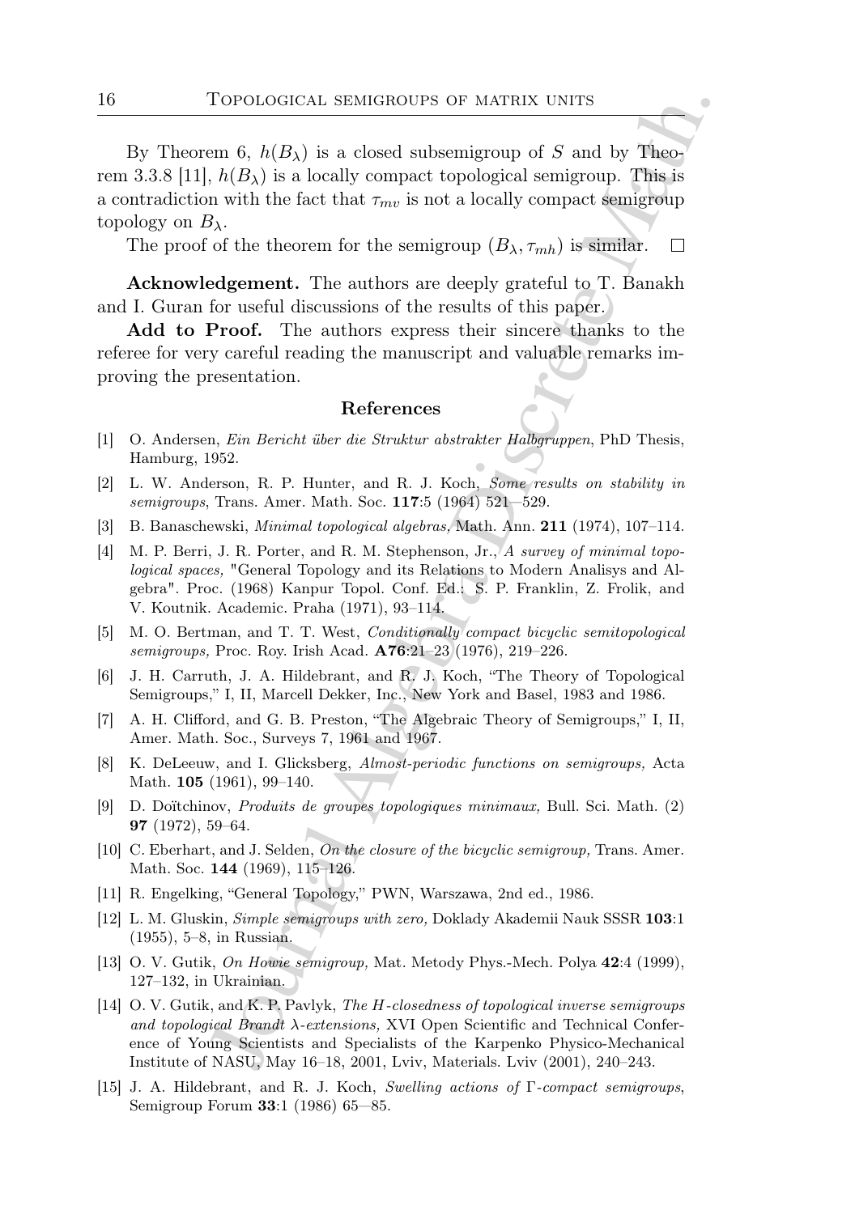By Theorem 6, $h(B_\lambda)$ is a closed subsemigroup of $S$ and by Theorem 3.3.8 [11], $h(B_\lambda)$ is a locally compact topological semigroup. This is a contradiction with the fact that $\tau_{mv}$ is not a locally compact semigroup topology on $B_\lambda$.

The proof of the theorem for the semigroup $(B_\lambda, \tau_{mh})$ is similar. $\square$

**Acknowledgement.** The authors are deeply grateful to T. Banakh and I. Guran for useful discussions of the results of this paper.

**Add to Proof.** The authors express their sincere thanks to the referee for very careful reading the manuscript and valuable remarks improving the presentation.

## References

[1] O. Andersen, *Ein Bericht über die Struktur abstrakter Halbgruppen*, PhD Thesis, Hamburg, 1952.

[2] L. W. Anderson, R. P. Hunter, and R. J. Koch, *Some results on stability in semigroups*, Trans. Amer. Math. Soc. **117**:5 (1964) 521–529.

[3] B. Banaschewski, *Minimal topological algebras,* Math. Ann. **211** (1974), 107–114.

[4] M. P. Berri, J. R. Porter, and R. M. Stephenson, Jr., *A survey of minimal topological spaces,* "General Topology and its Relations to Modern Analisys and Algebra". Proc. (1968) Kanpur Topol. Conf. Ed.: S. P. Franklin, Z. Frolik, and V. Koutnik. Academic. Praha (1971), 93–114.

[5] M. O. Bertman, and T. T. West, *Conditionally compact bicyclic semitopological semigroups,* Proc. Roy. Irish Acad. **A76**:21–23 (1976), 219–226.

[6] J. H. Carruth, J. A. Hildebrant, and R. J. Koch, "The Theory of Topological Semigroups," I, II, Marcell Dekker, Inc., New York and Basel, 1983 and 1986.

[7] A. H. Clifford, and G. B. Preston, "The Algebraic Theory of Semigroups," I, II, Amer. Math. Soc., Surveys 7, 1961 and 1967.

[8] K. DeLeeuw, and I. Glicksberg, *Almost-periodic functions on semigroups,* Acta Math. **105** (1961), 99–140.

[9] D. Doïtchinov, *Produits de groupes topologiques minimaux,* Bull. Sci. Math. (2) **97** (1972), 59–64.

[10] C. Eberhart, and J. Selden, *On the closure of the bicyclic semigroup,* Trans. Amer. Math. Soc. **144** (1969), 115–126.

[11] R. Engelking, "General Topology," PWN, Warszawa, 2nd ed., 1986.

[12] L. M. Gluskin, *Simple semigroups with zero,* Doklady Akademii Nauk SSSR **103**:1 (1955), 5–8, in Russian.

[13] O. V. Gutik, *On Howie semigroup,* Mat. Metody Phys.-Mech. Polya **42**:4 (1999), 127–132, in Ukrainian.

[14] O. V. Gutik, and K. P. Pavlyk, *The H-closedness of topological inverse semigroups and topological Brandt λ-extensions,* XVI Open Scientific and Technical Conference of Young Scientists and Specialists of the Karpenko Physico-Mechanical Institute of NASU, May 16–18, 2001, Lviv, Materials. Lviv (2001), 240–243.

[15] J. A. Hildebrant, and R. J. Koch, *Swelling actions of Γ-compact semigroups*, Semigroup Forum **33**:1 (1986) 65–85.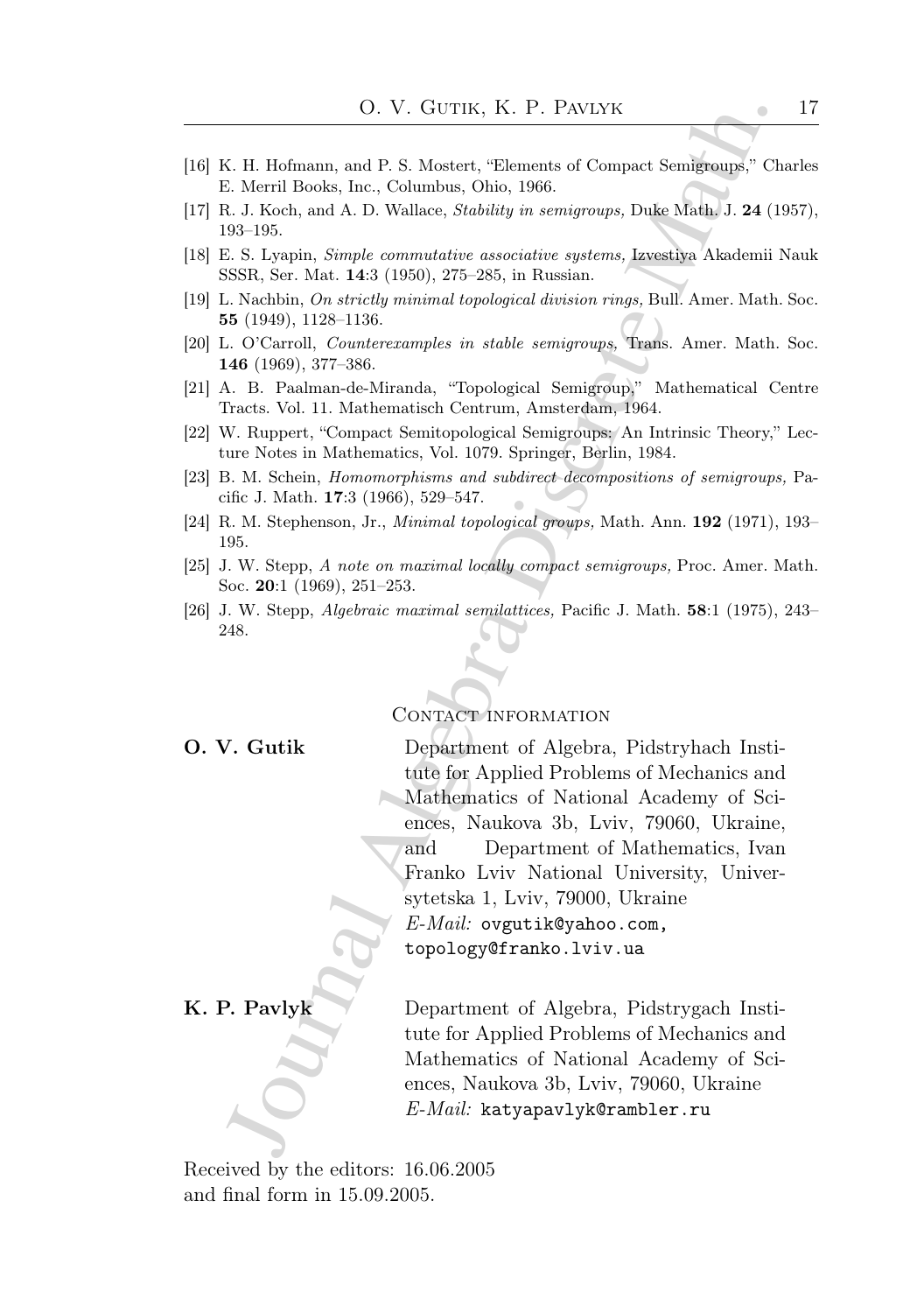[16] K. H. Hofmann, and P. S. Mostert, "Elements of Compact Semigroups," Charles E. Merril Books, Inc., Columbus, Ohio, 1966.

[17] R. J. Koch, and A. D. Wallace, *Stability in semigroups,* Duke Math. J. **24** (1957), 193–195.

[18] E. S. Lyapin, *Simple commutative associative systems,* Izvestiya Akademii Nauk SSSR, Ser. Mat. **14**:3 (1950), 275–285, in Russian.

[19] L. Nachbin, *On strictly minimal topological division rings,* Bull. Amer. Math. Soc. **55** (1949), 1128–1136.

[20] L. O'Carroll, *Counterexamples in stable semigroups,* Trans. Amer. Math. Soc. **146** (1969), 377–386.

[21] A. B. Paalman-de-Miranda, "Topological Semigroup," Mathematical Centre Tracts. Vol. 11. Mathematisch Centrum, Amsterdam, 1964.

[22] W. Ruppert, "Compact Semitopological Semigroups: An Intrinsic Theory," Lecture Notes in Mathematics, Vol. 1079. Springer, Berlin, 1984.

[23] B. M. Schein, *Homomorphisms and subdirect decompositions of semigroups,* Pacific J. Math. **17**:3 (1966), 529–547.

[24] R. M. Stephenson, Jr., *Minimal topological groups,* Math. Ann. **192** (1971), 193–195.

[25] J. W. Stepp, *A note on maximal locally compact semigroups,* Proc. Amer. Math. Soc. **20**:1 (1969), 251–253.

[26] J. W. Stepp, *Algebraic maximal semilattices,* Pacific J. Math. **58**:1 (1975), 243–248.

## Contact information

**O. V. Gutik** — Department of Algebra, Pidstryhach Institute for Applied Problems of Mechanics and Mathematics of National Academy of Sciences, Naukova 3b, Lviv, 79060, Ukraine, and Department of Mathematics, Ivan Franko Lviv National University, Universytetska 1, Lviv, 79000, Ukraine
*E-Mail:* `ovgutik@yahoo.com`, `topology@franko.lviv.ua`

**K. P. Pavlyk** — Department of Algebra, Pidstrygach Institute for Applied Problems of Mechanics and Mathematics of National Academy of Sciences, Naukova 3b, Lviv, 79060, Ukraine
*E-Mail:* `katyapavlyk@rambler.ru`

Received by the editors: 16.06.2005
and final form in 15.09.2005.